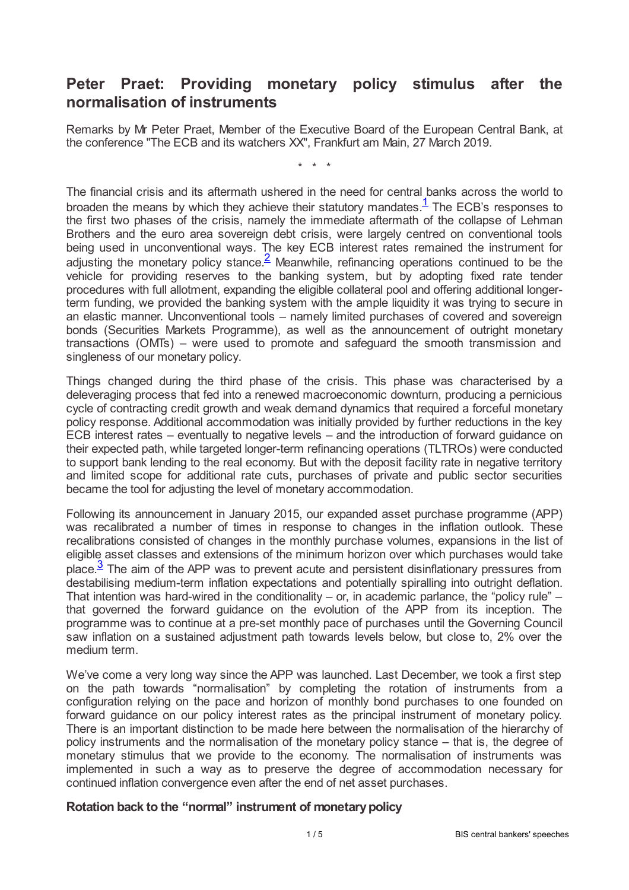# Peter Praet: Providing monetary policy stimulus after the normalisation of instruments

Remarks by Mr Peter Praet, Member of the Executive Board of the European Central Bank, at the conference "The ECB and its watchers XX", Frankfurt am Main, 27 March 2019.

\* \* \*

The financial crisis and its aftermath ushered in the need for central banks across the world to broaden the means by which they achieve their statutory mandates.[1] The ECB's responses to the first two phases of the crisis, namely the immediate aftermath of the collapse of Lehman Brothers and the euro area sovereign debt crisis, were largely centred on conventional tools being used in unconventional ways. The key ECB interest rates remained the instrument for adjusting the monetary policy stance.[2] Meanwhile, refinancing operations continued to be the vehicle for providing reserves to the banking system, but by adopting fixed rate tender procedures with full allotment, expanding the eligible collateral pool and offering additional longer-term funding, we provided the banking system with the ample liquidity it was trying to secure in an elastic manner. Unconventional tools – namely limited purchases of covered and sovereign bonds (Securities Markets Programme), as well as the announcement of outright monetary transactions (OMTs) – were used to promote and safeguard the smooth transmission and singleness of our monetary policy.

Things changed during the third phase of the crisis. This phase was characterised by a deleveraging process that fed into a renewed macroeconomic downturn, producing a pernicious cycle of contracting credit growth and weak demand dynamics that required a forceful monetary policy response. Additional accommodation was initially provided by further reductions in the key ECB interest rates – eventually to negative levels – and the introduction of forward guidance on their expected path, while targeted longer-term refinancing operations (TLTROs) were conducted to support bank lending to the real economy. But with the deposit facility rate in negative territory and limited scope for additional rate cuts, purchases of private and public sector securities became the tool for adjusting the level of monetary accommodation.

Following its announcement in January 2015, our expanded asset purchase programme (APP) was recalibrated a number of times in response to changes in the inflation outlook. These recalibrations consisted of changes in the monthly purchase volumes, expansions in the list of eligible asset classes and extensions of the minimum horizon over which purchases would take place.[3] The aim of the APP was to prevent acute and persistent disinflationary pressures from destabilising medium-term inflation expectations and potentially spiralling into outright deflation. That intention was hard-wired in the conditionality – or, in academic parlance, the "policy rule" – that governed the forward guidance on the evolution of the APP from its inception. The programme was to continue at a pre-set monthly pace of purchases until the Governing Council saw inflation on a sustained adjustment path towards levels below, but close to, 2% over the medium term.

We've come a very long way since the APP was launched. Last December, we took a first step on the path towards "normalisation" by completing the rotation of instruments from a configuration relying on the pace and horizon of monthly bond purchases to one founded on forward guidance on our policy interest rates as the principal instrument of monetary policy. There is an important distinction to be made here between the normalisation of the hierarchy of policy instruments and the normalisation of the monetary policy stance – that is, the degree of monetary stimulus that we provide to the economy. The normalisation of instruments was implemented in such a way as to preserve the degree of accommodation necessary for continued inflation convergence even after the end of net asset purchases.

**Rotation back to the "normal" instrument of monetary policy**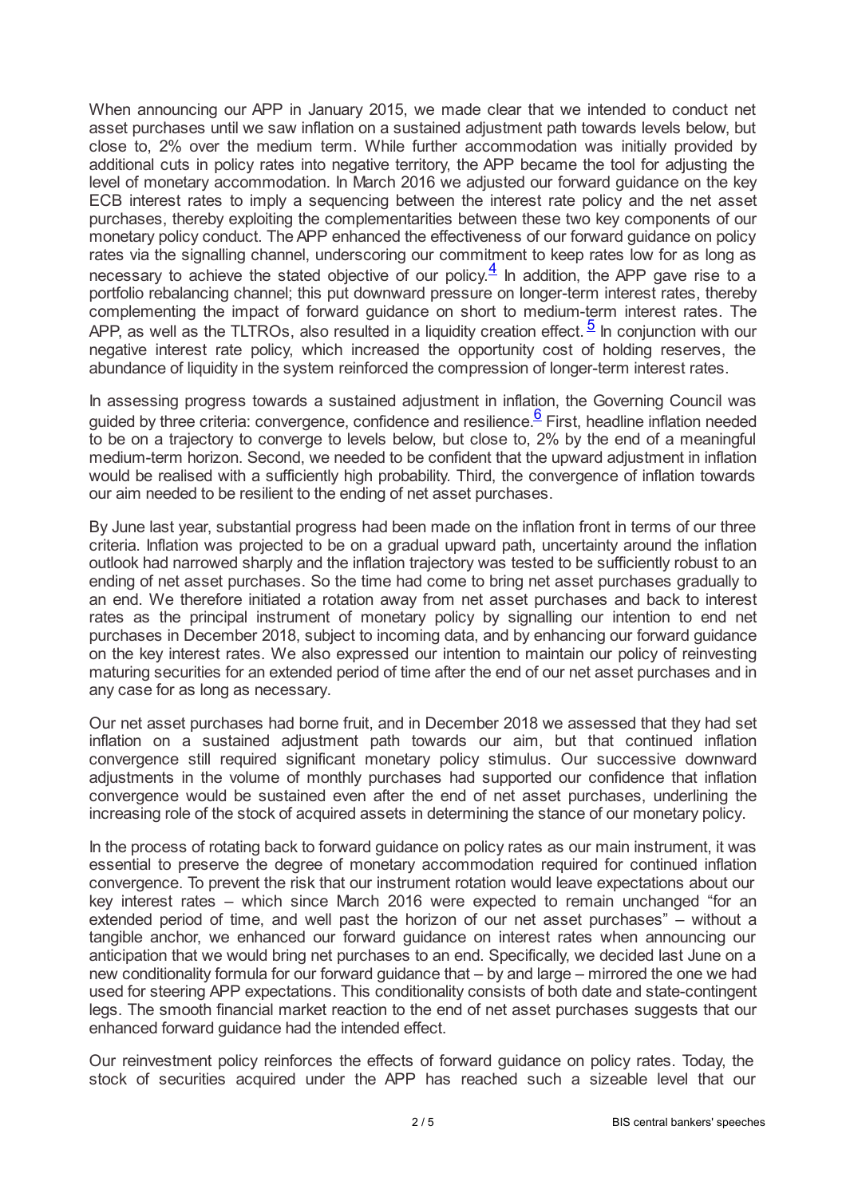When announcing our APP in January 2015, we made clear that we intended to conduct net asset purchases until we saw inflation on a sustained adjustment path towards levels below, but close to, 2% over the medium term. While further accommodation was initially provided by additional cuts in policy rates into negative territory, the APP became the tool for adjusting the level of monetary accommodation. In March 2016 we adjusted our forward guidance on the key ECB interest rates to imply a sequencing between the interest rate policy and the net asset purchases, thereby exploiting the complementarities between these two key components of our monetary policy conduct. The APP enhanced the effectiveness of our forward guidance on policy rates via the signalling channel, underscoring our commitment to keep rates low for as long as necessary to achieve the stated objective of our policy.[4] In addition, the APP gave rise to a portfolio rebalancing channel; this put downward pressure on longer-term interest rates, thereby complementing the impact of forward guidance on short to medium-term interest rates. The APP, as well as the TLTROs, also resulted in a liquidity creation effect.[5] In conjunction with our negative interest rate policy, which increased the opportunity cost of holding reserves, the abundance of liquidity in the system reinforced the compression of longer-term interest rates.

In assessing progress towards a sustained adjustment in inflation, the Governing Council was guided by three criteria: convergence, confidence and resilience.[6] First, headline inflation needed to be on a trajectory to converge to levels below, but close to, 2% by the end of a meaningful medium-term horizon. Second, we needed to be confident that the upward adjustment in inflation would be realised with a sufficiently high probability. Third, the convergence of inflation towards our aim needed to be resilient to the ending of net asset purchases.

By June last year, substantial progress had been made on the inflation front in terms of our three criteria. Inflation was projected to be on a gradual upward path, uncertainty around the inflation outlook had narrowed sharply and the inflation trajectory was tested to be sufficiently robust to an ending of net asset purchases. So the time had come to bring net asset purchases gradually to an end. We therefore initiated a rotation away from net asset purchases and back to interest rates as the principal instrument of monetary policy by signalling our intention to end net purchases in December 2018, subject to incoming data, and by enhancing our forward guidance on the key interest rates. We also expressed our intention to maintain our policy of reinvesting maturing securities for an extended period of time after the end of our net asset purchases and in any case for as long as necessary.

Our net asset purchases had borne fruit, and in December 2018 we assessed that they had set inflation on a sustained adjustment path towards our aim, but that continued inflation convergence still required significant monetary policy stimulus. Our successive downward adjustments in the volume of monthly purchases had supported our confidence that inflation convergence would be sustained even after the end of net asset purchases, underlining the increasing role of the stock of acquired assets in determining the stance of our monetary policy.

In the process of rotating back to forward guidance on policy rates as our main instrument, it was essential to preserve the degree of monetary accommodation required for continued inflation convergence. To prevent the risk that our instrument rotation would leave expectations about our key interest rates – which since March 2016 were expected to remain unchanged "for an extended period of time, and well past the horizon of our net asset purchases" – without a tangible anchor, we enhanced our forward guidance on interest rates when announcing our anticipation that we would bring net purchases to an end. Specifically, we decided last June on a new conditionality formula for our forward guidance that – by and large – mirrored the one we had used for steering APP expectations. This conditionality consists of both date and state-contingent legs. The smooth financial market reaction to the end of net asset purchases suggests that our enhanced forward guidance had the intended effect.

Our reinvestment policy reinforces the effects of forward guidance on policy rates. Today, the stock of securities acquired under the APP has reached such a sizeable level that our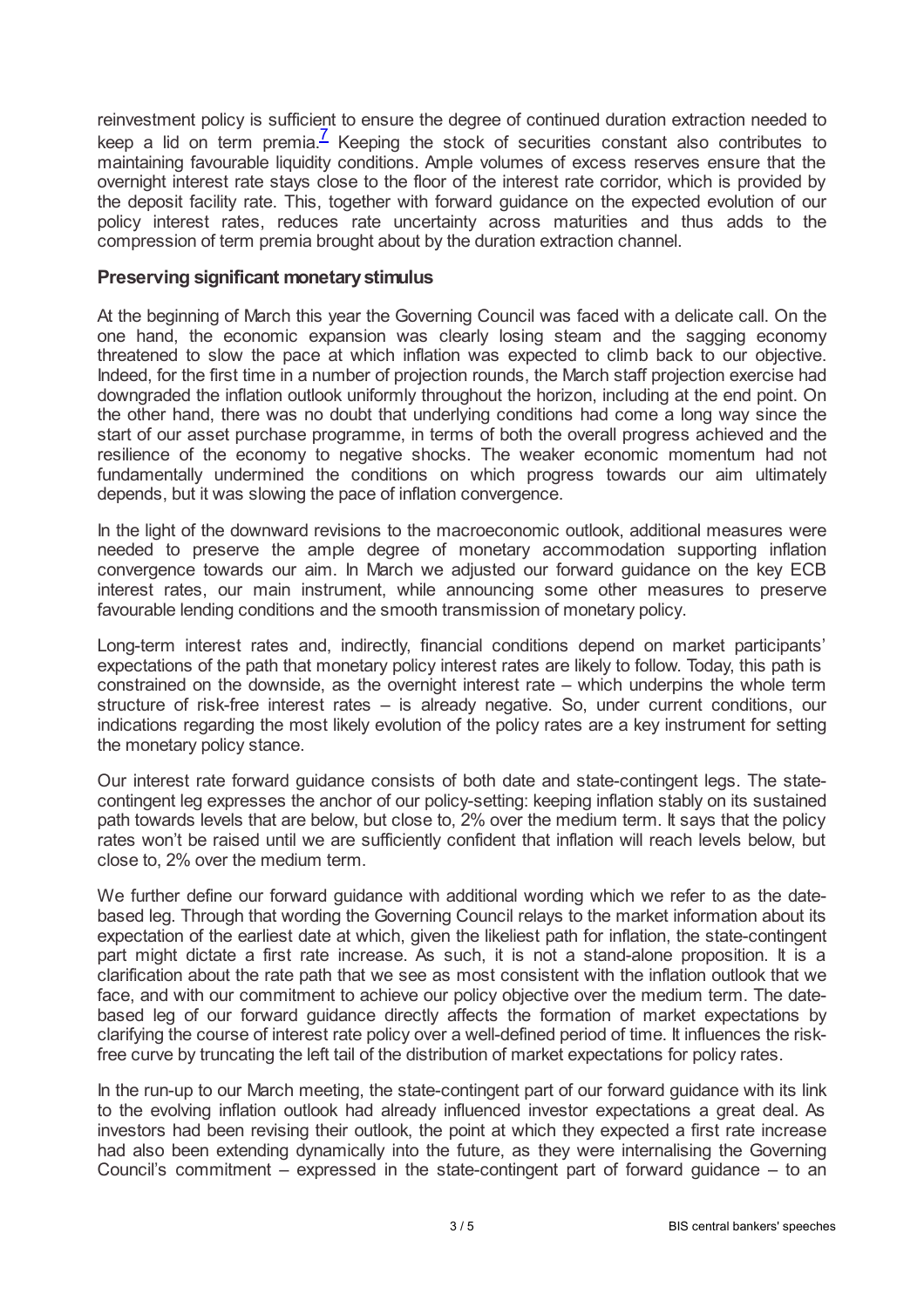reinvestment policy is sufficient to ensure the degree of continued duration extraction needed to keep a lid on term premia.[7] Keeping the stock of securities constant also contributes to maintaining favourable liquidity conditions. Ample volumes of excess reserves ensure that the overnight interest rate stays close to the floor of the interest rate corridor, which is provided by the deposit facility rate. This, together with forward guidance on the expected evolution of our policy interest rates, reduces rate uncertainty across maturities and thus adds to the compression of term premia brought about by the duration extraction channel.

## Preserving significant monetary stimulus

At the beginning of March this year the Governing Council was faced with a delicate call. On the one hand, the economic expansion was clearly losing steam and the sagging economy threatened to slow the pace at which inflation was expected to climb back to our objective. Indeed, for the first time in a number of projection rounds, the March staff projection exercise had downgraded the inflation outlook uniformly throughout the horizon, including at the end point. On the other hand, there was no doubt that underlying conditions had come a long way since the start of our asset purchase programme, in terms of both the overall progress achieved and the resilience of the economy to negative shocks. The weaker economic momentum had not fundamentally undermined the conditions on which progress towards our aim ultimately depends, but it was slowing the pace of inflation convergence.

In the light of the downward revisions to the macroeconomic outlook, additional measures were needed to preserve the ample degree of monetary accommodation supporting inflation convergence towards our aim. In March we adjusted our forward guidance on the key ECB interest rates, our main instrument, while announcing some other measures to preserve favourable lending conditions and the smooth transmission of monetary policy.

Long-term interest rates and, indirectly, financial conditions depend on market participants' expectations of the path that monetary policy interest rates are likely to follow. Today, this path is constrained on the downside, as the overnight interest rate – which underpins the whole term structure of risk-free interest rates – is already negative. So, under current conditions, our indications regarding the most likely evolution of the policy rates are a key instrument for setting the monetary policy stance.

Our interest rate forward guidance consists of both date and state-contingent legs. The state-contingent leg expresses the anchor of our policy-setting: keeping inflation stably on its sustained path towards levels that are below, but close to, 2% over the medium term. It says that the policy rates won't be raised until we are sufficiently confident that inflation will reach levels below, but close to, 2% over the medium term.

We further define our forward guidance with additional wording which we refer to as the date-based leg. Through that wording the Governing Council relays to the market information about its expectation of the earliest date at which, given the likeliest path for inflation, the state-contingent part might dictate a first rate increase. As such, it is not a stand-alone proposition. It is a clarification about the rate path that we see as most consistent with the inflation outlook that we face, and with our commitment to achieve our policy objective over the medium term. The date-based leg of our forward guidance directly affects the formation of market expectations by clarifying the course of interest rate policy over a well-defined period of time. It influences the risk-free curve by truncating the left tail of the distribution of market expectations for policy rates.

In the run-up to our March meeting, the state-contingent part of our forward guidance with its link to the evolving inflation outlook had already influenced investor expectations a great deal. As investors had been revising their outlook, the point at which they expected a first rate increase had also been extending dynamically into the future, as they were internalising the Governing Council's commitment – expressed in the state-contingent part of forward guidance – to an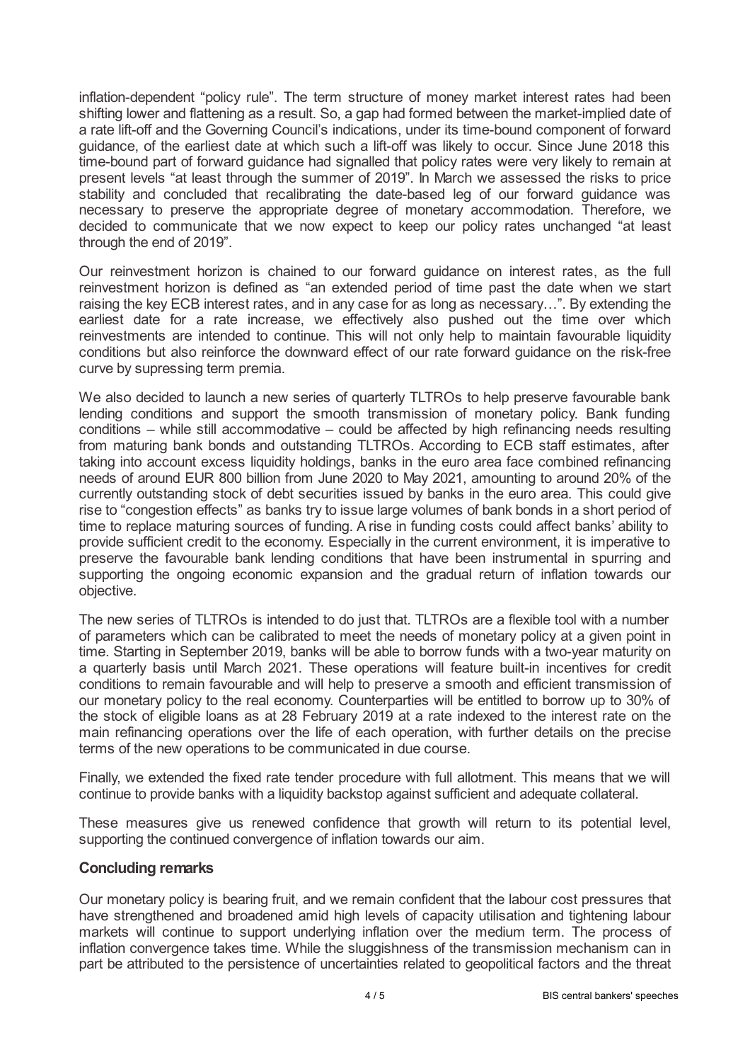inflation-dependent "policy rule". The term structure of money market interest rates had been shifting lower and flattening as a result. So, a gap had formed between the market-implied date of a rate lift-off and the Governing Council's indications, under its time-bound component of forward guidance, of the earliest date at which such a lift-off was likely to occur. Since June 2018 this time-bound part of forward guidance had signalled that policy rates were very likely to remain at present levels "at least through the summer of 2019". In March we assessed the risks to price stability and concluded that recalibrating the date-based leg of our forward guidance was necessary to preserve the appropriate degree of monetary accommodation. Therefore, we decided to communicate that we now expect to keep our policy rates unchanged "at least through the end of 2019".

Our reinvestment horizon is chained to our forward guidance on interest rates, as the full reinvestment horizon is defined as "an extended period of time past the date when we start raising the key ECB interest rates, and in any case for as long as necessary…". By extending the earliest date for a rate increase, we effectively also pushed out the time over which reinvestments are intended to continue. This will not only help to maintain favourable liquidity conditions but also reinforce the downward effect of our rate forward guidance on the risk-free curve by supressing term premia.

We also decided to launch a new series of quarterly TLTROs to help preserve favourable bank lending conditions and support the smooth transmission of monetary policy. Bank funding conditions – while still accommodative – could be affected by high refinancing needs resulting from maturing bank bonds and outstanding TLTROs. According to ECB staff estimates, after taking into account excess liquidity holdings, banks in the euro area face combined refinancing needs of around EUR 800 billion from June 2020 to May 2021, amounting to around 20% of the currently outstanding stock of debt securities issued by banks in the euro area. This could give rise to "congestion effects" as banks try to issue large volumes of bank bonds in a short period of time to replace maturing sources of funding. A rise in funding costs could affect banks' ability to provide sufficient credit to the economy. Especially in the current environment, it is imperative to preserve the favourable bank lending conditions that have been instrumental in spurring and supporting the ongoing economic expansion and the gradual return of inflation towards our objective.

The new series of TLTROs is intended to do just that. TLTROs are a flexible tool with a number of parameters which can be calibrated to meet the needs of monetary policy at a given point in time. Starting in September 2019, banks will be able to borrow funds with a two-year maturity on a quarterly basis until March 2021. These operations will feature built-in incentives for credit conditions to remain favourable and will help to preserve a smooth and efficient transmission of our monetary policy to the real economy. Counterparties will be entitled to borrow up to 30% of the stock of eligible loans as at 28 February 2019 at a rate indexed to the interest rate on the main refinancing operations over the life of each operation, with further details on the precise terms of the new operations to be communicated in due course.

Finally, we extended the fixed rate tender procedure with full allotment. This means that we will continue to provide banks with a liquidity backstop against sufficient and adequate collateral.

These measures give us renewed confidence that growth will return to its potential level, supporting the continued convergence of inflation towards our aim.

### Concluding remarks

Our monetary policy is bearing fruit, and we remain confident that the labour cost pressures that have strengthened and broadened amid high levels of capacity utilisation and tightening labour markets will continue to support underlying inflation over the medium term. The process of inflation convergence takes time. While the sluggishness of the transmission mechanism can in part be attributed to the persistence of uncertainties related to geopolitical factors and the threat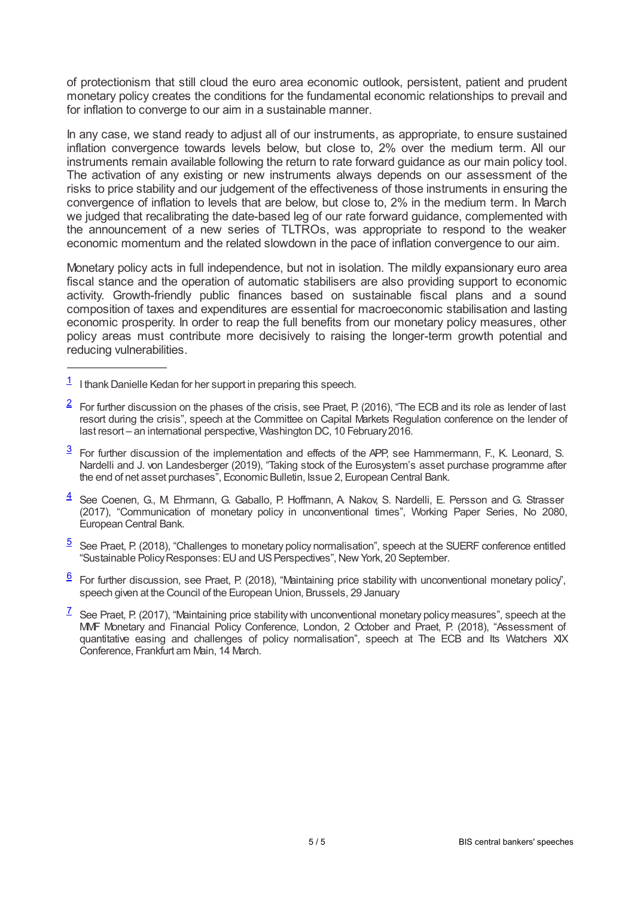of protectionism that still cloud the euro area economic outlook, persistent, patient and prudent monetary policy creates the conditions for the fundamental economic relationships to prevail and for inflation to converge to our aim in a sustainable manner.

In any case, we stand ready to adjust all of our instruments, as appropriate, to ensure sustained inflation convergence towards levels below, but close to, 2% over the medium term. All our instruments remain available following the return to rate forward guidance as our main policy tool. The activation of any existing or new instruments always depends on our assessment of the risks to price stability and our judgement of the effectiveness of those instruments in ensuring the convergence of inflation to levels that are below, but close to, 2% in the medium term. In March we judged that recalibrating the date-based leg of our rate forward guidance, complemented with the announcement of a new series of TLTROs, was appropriate to respond to the weaker economic momentum and the related slowdown in the pace of inflation convergence to our aim.

Monetary policy acts in full independence, but not in isolation. The mildly expansionary euro area fiscal stance and the operation of automatic stabilisers are also providing support to economic activity. Growth-friendly public finances based on sustainable fiscal plans and a sound composition of taxes and expenditures are essential for macroeconomic stabilisation and lasting economic prosperity. In order to reap the full benefits from our monetary policy measures, other policy areas must contribute more decisively to raising the longer-term growth potential and reducing vulnerabilities.

---

[1] I thank Danielle Kedan for her support in preparing this speech.

[2] For further discussion on the phases of the crisis, see Praet, P. (2016), "The ECB and its role as lender of last resort during the crisis", speech at the Committee on Capital Markets Regulation conference on the lender of last resort – an international perspective, Washington DC, 10 February 2016.

[3] For further discussion of the implementation and effects of the APP, see Hammermann, F., K. Leonard, S. Nardelli and J. von Landesberger (2019), "Taking stock of the Eurosystem's asset purchase programme after the end of net asset purchases", Economic Bulletin, Issue 2, European Central Bank.

[4] See Coenen, G., M. Ehrmann, G. Gaballo, P. Hoffmann, A. Nakov, S. Nardelli, E. Persson and G. Strasser (2017), "Communication of monetary policy in unconventional times", Working Paper Series, No 2080, European Central Bank.

[5] See Praet, P. (2018), "Challenges to monetary policy normalisation", speech at the SUERF conference entitled "Sustainable Policy Responses: EU and US Perspectives", New York, 20 September.

[6] For further discussion, see Praet, P. (2018), "Maintaining price stability with unconventional monetary policy", speech given at the Council of the European Union, Brussels, 29 January

[7] See Praet, P. (2017), "Maintaining price stability with unconventional monetary policy measures", speech at the MMF Monetary and Financial Policy Conference, London, 2 October and Praet, P. (2018), "Assessment of quantitative easing and challenges of policy normalisation", speech at The ECB and Its Watchers XIX Conference, Frankfurt am Main, 14 March.